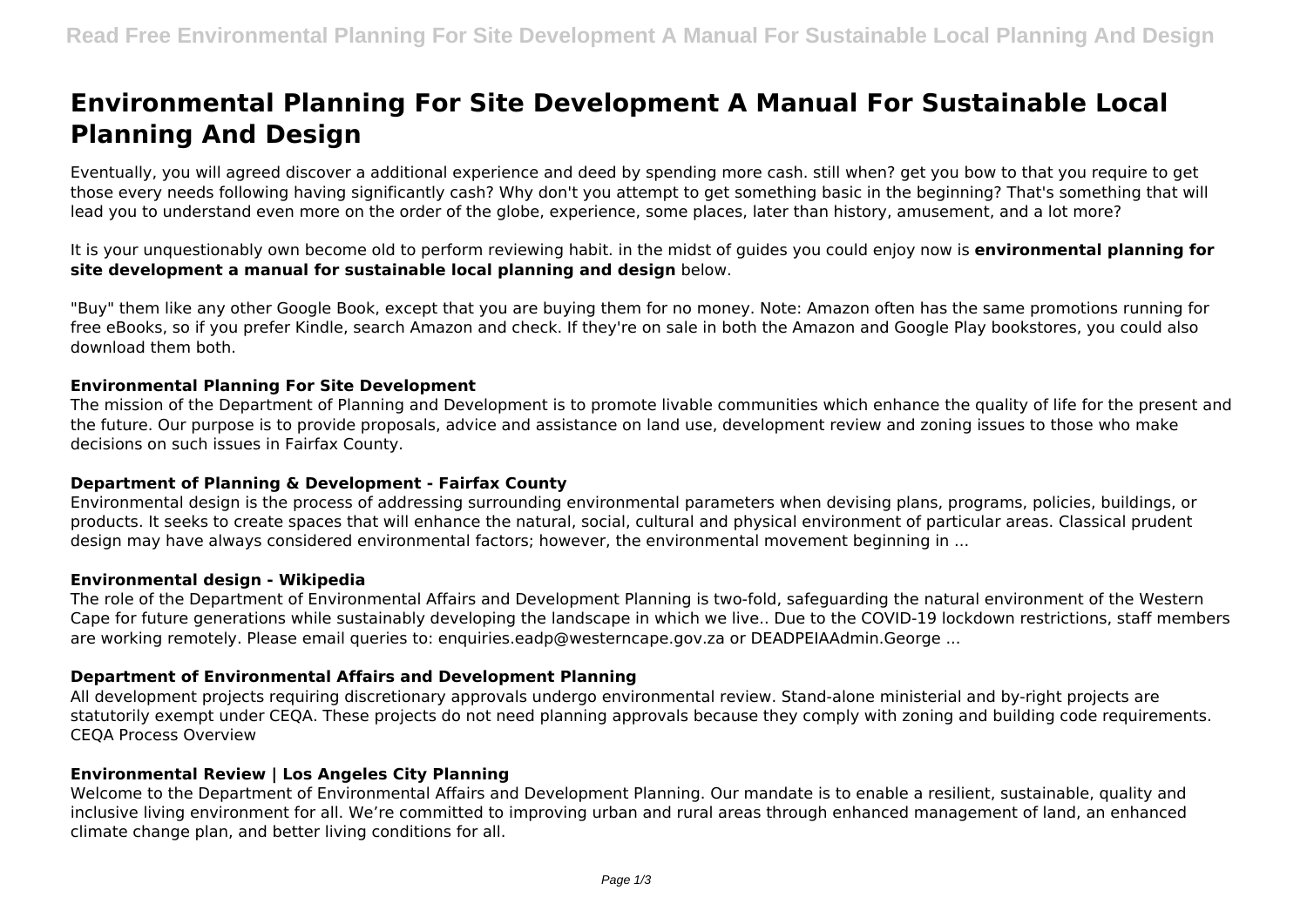# Environmental Planning For Site Development A Manual For Sustainable Local Planning And Design

Eventually, you will agreed discover a additional experience and deed by spending more cash. still when? get you bow to that you require to get those every needs following having significantly cash? Why don't you attempt to get something basic in the beginning? That's something that will lead you to understand even more on the order of the globe, experience, some places, later than history, amusement, and a lot more?

It is your unquestionably own become old to perform reviewing habit. in the midst of guides you could enjoy now is **environmental planning for site development a manual for sustainable local planning and design** below.

"Buy" them like any other Google Book, except that you are buying them for no money. Note: Amazon often has the same promotions running for free eBooks, so if you prefer Kindle, search Amazon and check. If they're on sale in both the Amazon and Google Play bookstores, you could also download them both.

### Environmental Planning For Site Development

The mission of the Department of Planning and Development is to promote livable communities which enhance the quality of life for the present and the future. Our purpose is to provide proposals, advice and assistance on land use, development review and zoning issues to those who make decisions on such issues in Fairfax County.

### Department of Planning & Development - Fairfax County

Environmental design is the process of addressing surrounding environmental parameters when devising plans, programs, policies, buildings, or products. It seeks to create spaces that will enhance the natural, social, cultural and physical environment of particular areas. Classical prudent design may have always considered environmental factors; however, the environmental movement beginning in ...

### Environmental design - Wikipedia

The role of the Department of Environmental Affairs and Development Planning is two-fold, safeguarding the natural environment of the Western Cape for future generations while sustainably developing the landscape in which we live.. Due to the COVID-19 lockdown restrictions, staff members are working remotely. Please email queries to: enquiries.eadp@westerncape.gov.za or DEADPEIAAdmin.George ...

### Department of Environmental Affairs and Development Planning

All development projects requiring discretionary approvals undergo environmental review. Stand-alone ministerial and by-right projects are statutorily exempt under CEQA. These projects do not need planning approvals because they comply with zoning and building code requirements. CEQA Process Overview

### Environmental Review | Los Angeles City Planning

Welcome to the Department of Environmental Affairs and Development Planning. Our mandate is to enable a resilient, sustainable, quality and inclusive living environment for all. We're committed to improving urban and rural areas through enhanced management of land, an enhanced climate change plan, and better living conditions for all.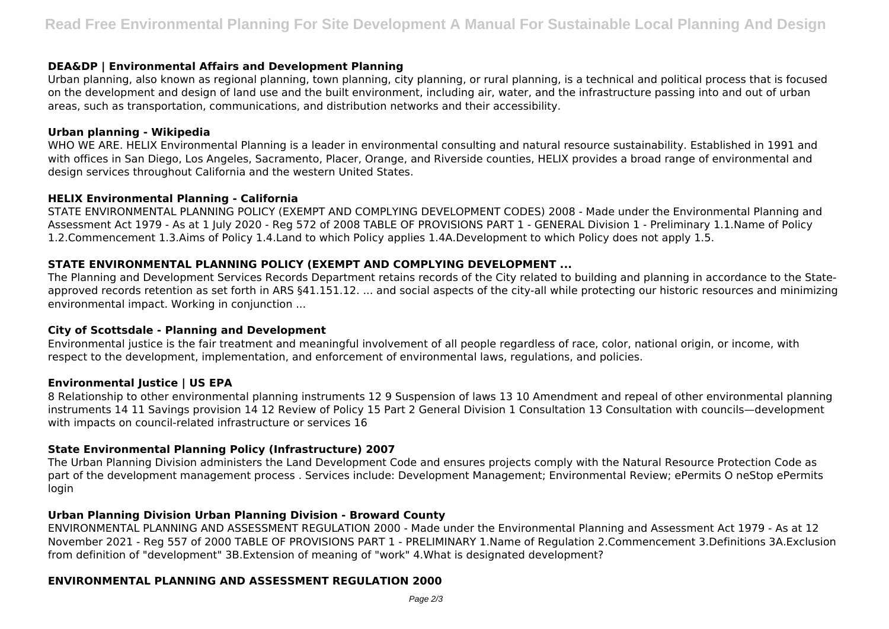### DEA&DP | Environmental Affairs and Development Planning

Urban planning, also known as regional planning, town planning, city planning, or rural planning, is a technical and political process that is focused on the development and design of land use and the built environment, including air, water, and the infrastructure passing into and out of urban areas, such as transportation, communications, and distribution networks and their accessibility.

### Urban planning - Wikipedia

WHO WE ARE. HELIX Environmental Planning is a leader in environmental consulting and natural resource sustainability. Established in 1991 and with offices in San Diego, Los Angeles, Sacramento, Placer, Orange, and Riverside counties, HELIX provides a broad range of environmental and design services throughout California and the western United States.

### HELIX Environmental Planning - California

STATE ENVIRONMENTAL PLANNING POLICY (EXEMPT AND COMPLYING DEVELOPMENT CODES) 2008 - Made under the Environmental Planning and Assessment Act 1979 - As at 1 July 2020 - Reg 572 of 2008 TABLE OF PROVISIONS PART 1 - GENERAL Division 1 - Preliminary 1.1.Name of Policy 1.2.Commencement 1.3.Aims of Policy 1.4.Land to which Policy applies 1.4A.Development to which Policy does not apply 1.5.

### STATE ENVIRONMENTAL PLANNING POLICY (EXEMPT AND COMPLYING DEVELOPMENT ...

The Planning and Development Services Records Department retains records of the City related to building and planning in accordance to the State-approved records retention as set forth in ARS §41.151.12. ... and social aspects of the city-all while protecting our historic resources and minimizing environmental impact. Working in conjunction ...

### City of Scottsdale - Planning and Development

Environmental justice is the fair treatment and meaningful involvement of all people regardless of race, color, national origin, or income, with respect to the development, implementation, and enforcement of environmental laws, regulations, and policies.

### Environmental Justice | US EPA

8 Relationship to other environmental planning instruments 12 9 Suspension of laws 13 10 Amendment and repeal of other environmental planning instruments 14 11 Savings provision 14 12 Review of Policy 15 Part 2 General Division 1 Consultation 13 Consultation with councils—development with impacts on council-related infrastructure or services 16

### State Environmental Planning Policy (Infrastructure) 2007

The Urban Planning Division administers the Land Development Code and ensures projects comply with the Natural Resource Protection Code as part of the development management process . Services include: Development Management; Environmental Review; ePermits O neStop ePermits login

### Urban Planning Division Urban Planning Division - Broward County

ENVIRONMENTAL PLANNING AND ASSESSMENT REGULATION 2000 - Made under the Environmental Planning and Assessment Act 1979 - As at 12 November 2021 - Reg 557 of 2000 TABLE OF PROVISIONS PART 1 - PRELIMINARY 1.Name of Regulation 2.Commencement 3.Definitions 3A.Exclusion from definition of "development" 3B.Extension of meaning of "work" 4.What is designated development?

### ENVIRONMENTAL PLANNING AND ASSESSMENT REGULATION 2000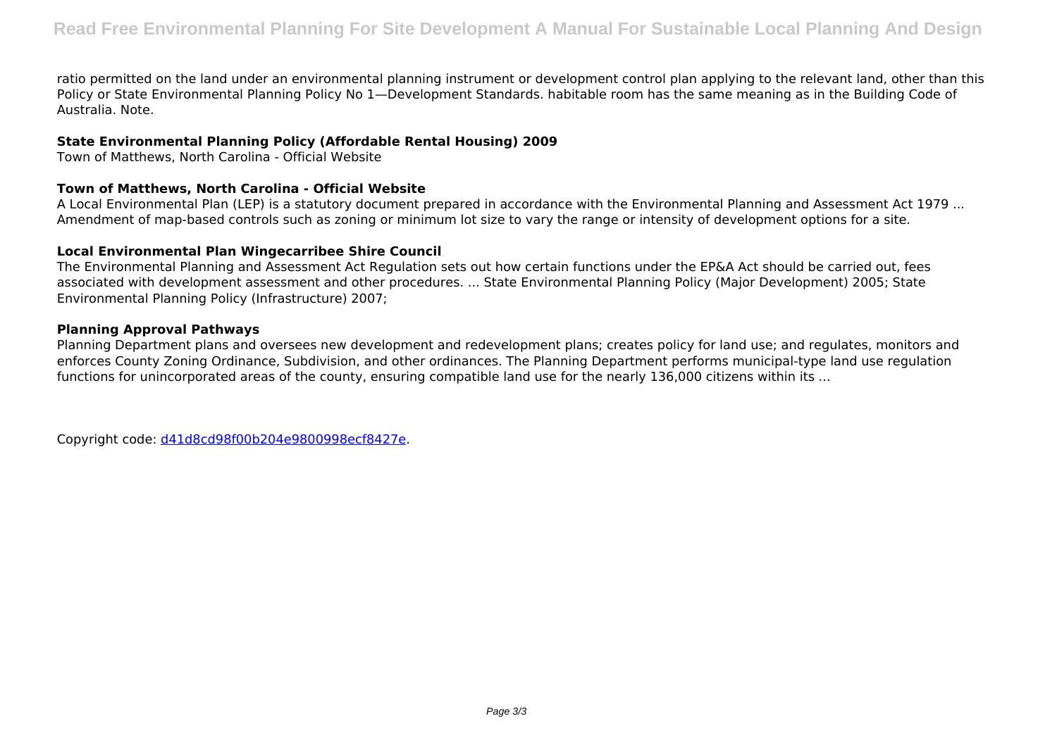ratio permitted on the land under an environmental planning instrument or development control plan applying to the relevant land, other than this Policy or State Environmental Planning Policy No 1—Development Standards. habitable room has the same meaning as in the Building Code of Australia. Note.

**State Environmental Planning Policy (Affordable Rental Housing) 2009**

Town of Matthews, North Carolina - Official Website

**Town of Matthews, North Carolina - Official Website**

A Local Environmental Plan (LEP) is a statutory document prepared in accordance with the Environmental Planning and Assessment Act 1979 ... Amendment of map-based controls such as zoning or minimum lot size to vary the range or intensity of development options for a site.

**Local Environmental Plan Wingecarribee Shire Council**

The Environmental Planning and Assessment Act Regulation sets out how certain functions under the EP&A Act should be carried out, fees associated with development assessment and other procedures. ... State Environmental Planning Policy (Major Development) 2005; State Environmental Planning Policy (Infrastructure) 2007;

**Planning Approval Pathways**

Planning Department plans and oversees new development and redevelopment plans; creates policy for land use; and regulates, monitors and enforces County Zoning Ordinance, Subdivision, and other ordinances. The Planning Department performs municipal-type land use regulation functions for unincorporated areas of the county, ensuring compatible land use for the nearly 136,000 citizens within its ...

Copyright code: d41d8cd98f00b204e9800998ecf8427e.